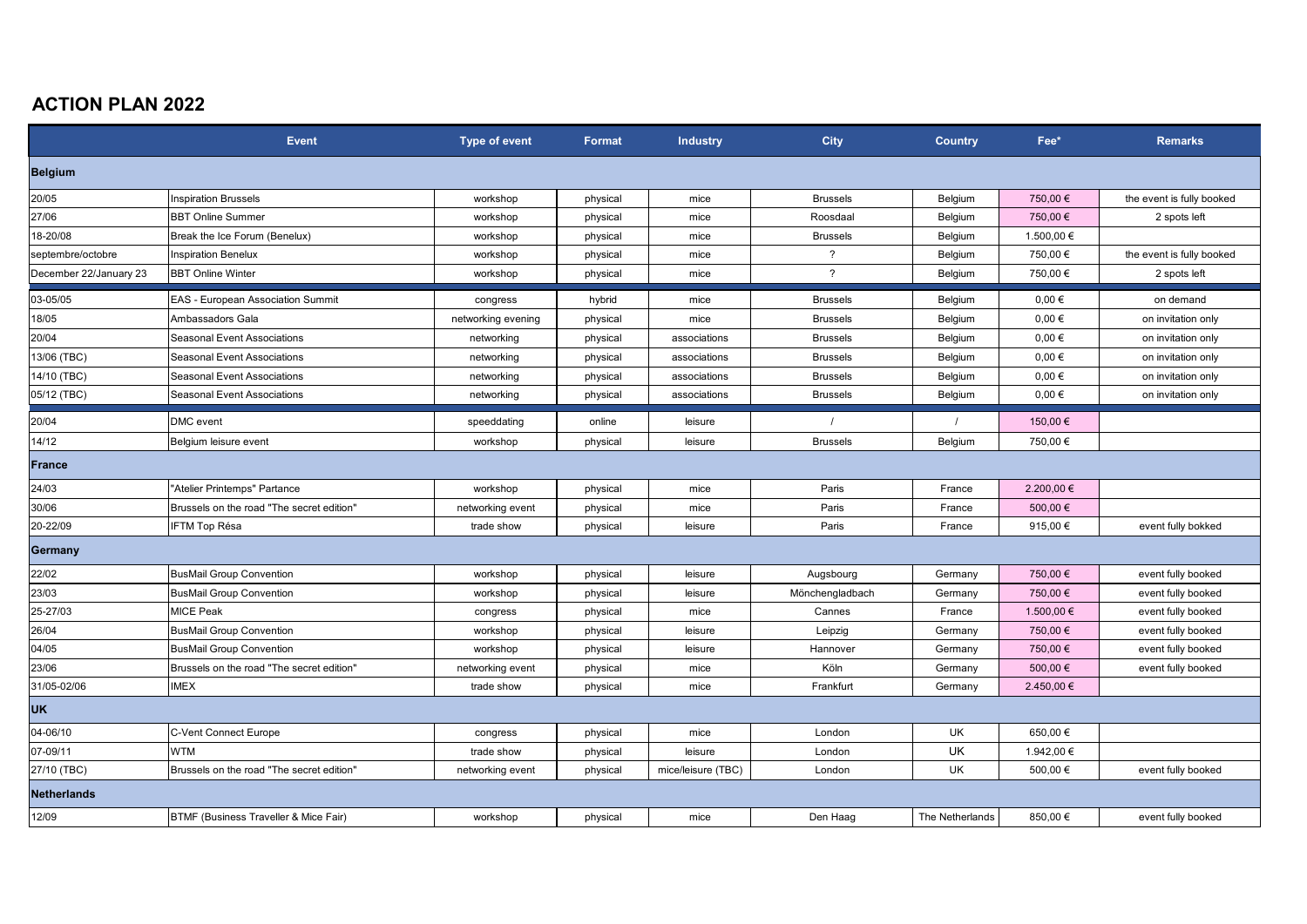## ACTION PLAN 2022

| | Event | Type of event | Format | Industry | City | Country | Fee* | Remarks |
|---|---|---|---|---|---|---|---|---|
| **Belgium** | | | | | | | | |
| 20/05 | Inspiration Brussels | workshop | physical | mice | Brussels | Belgium | 750,00 € | the event is fully booked |
| 27/06 | BBT Online Summer | workshop | physical | mice | Roosdaal | Belgium | 750,00 € | 2 spots left |
| 18-20/08 | Break the Ice Forum (Benelux) | workshop | physical | mice | Brussels | Belgium | 1.500,00 € | |
| septembre/octobre | Inspiration Benelux | workshop | physical | mice | ? | Belgium | 750,00 € | the event is fully booked |
| December 22/January 23 | BBT Online Winter | workshop | physical | mice | ? | Belgium | 750,00 € | 2 spots left |
| 03-05/05 | EAS - European Association Summit | congress | hybrid | mice | Brussels | Belgium | 0,00 € | on demand |
| 18/05 | Ambassadors Gala | networking evening | physical | mice | Brussels | Belgium | 0,00 € | on invitation only |
| 20/04 | Seasonal Event Associations | networking | physical | associations | Brussels | Belgium | 0,00 € | on invitation only |
| 13/06 (TBC) | Seasonal Event Associations | networking | physical | associations | Brussels | Belgium | 0,00 € | on invitation only |
| 14/10 (TBC) | Seasonal Event Associations | networking | physical | associations | Brussels | Belgium | 0,00 € | on invitation only |
| 05/12 (TBC) | Seasonal Event Associations | networking | physical | associations | Brussels | Belgium | 0,00 € | on invitation only |
| 20/04 | DMC event | speeddating | online | leisure | / | / | 150,00 € | |
| 14/12 | Belgium leisure event | workshop | physical | leisure | Brussels | Belgium | 750,00 € | |
| **France** | | | | | | | | |
| 24/03 | "Atelier Printemps" Partance | workshop | physical | mice | Paris | France | 2.200,00 € | |
| 30/06 | Brussels on the road "The secret edition" | networking event | physical | mice | Paris | France | 500,00 € | |
| 20-22/09 | IFTM Top Résa | trade show | physical | leisure | Paris | France | 915,00 € | event fully bokked |
| **Germany** | | | | | | | | |
| 22/02 | BusMail Group Convention | workshop | physical | leisure | Augsbourg | Germany | 750,00 € | event fully booked |
| 23/03 | BusMail Group Convention | workshop | physical | leisure | Mönchengladbach | Germany | 750,00 € | event fully booked |
| 25-27/03 | MICE Peak | congress | physical | mice | Cannes | France | 1.500,00 € | event fully booked |
| 26/04 | BusMail Group Convention | workshop | physical | leisure | Leipzig | Germany | 750,00 € | event fully booked |
| 04/05 | BusMail Group Convention | workshop | physical | leisure | Hannover | Germany | 750,00 € | event fully booked |
| 23/06 | Brussels on the road "The secret edition" | networking event | physical | mice | Köln | Germany | 500,00 € | event fully booked |
| 31/05-02/06 | IMEX | trade show | physical | mice | Frankfurt | Germany | 2.450,00 € | |
| **UK** | | | | | | | | |
| 04-06/10 | C-Vent Connect Europe | congress | physical | mice | London | UK | 650,00 € | |
| 07-09/11 | WTM | trade show | physical | leisure | London | UK | 1.942,00 € | |
| 27/10 (TBC) | Brussels on the road "The secret edition" | networking event | physical | mice/leisure (TBC) | London | UK | 500,00 € | event fully booked |
| **Netherlands** | | | | | | | | |
| 12/09 | BTMF (Business Traveller & Mice Fair) | workshop | physical | mice | Den Haag | The Netherlands | 850,00 € | event fully booked |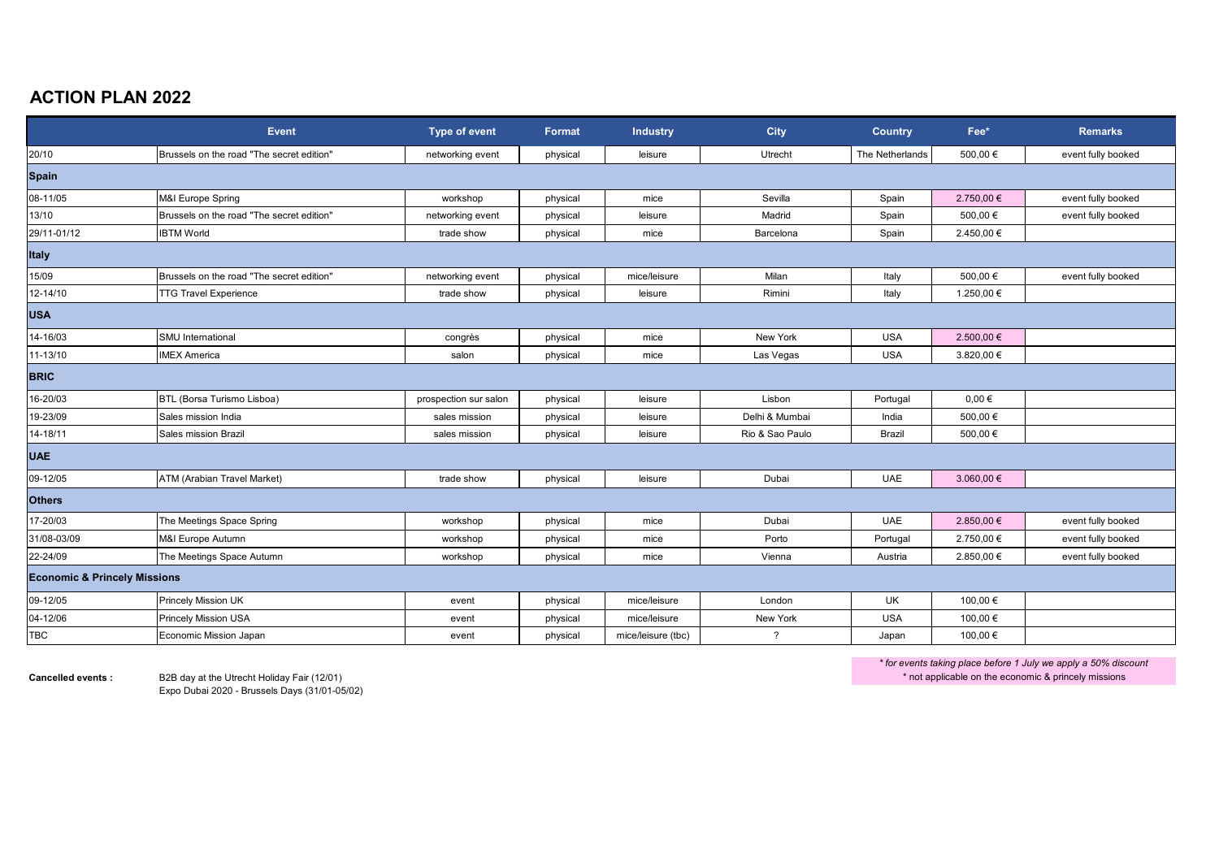## ACTION PLAN 2022

| | Event | Type of event | Format | Industry | City | Country | Fee* | Remarks |
|---|---|---|---|---|---|---|---|---|
| 20/10 | Brussels on the road "The secret edition" | networking event | physical | leisure | Utrecht | The Netherlands | 500,00 € | event fully booked |
| **Spain** | | | | | | | | |
| 08-11/05 | M&I Europe Spring | workshop | physical | mice | Sevilla | Spain | 2.750,00 € | event fully booked |
| 13/10 | Brussels on the road "The secret edition" | networking event | physical | leisure | Madrid | Spain | 500,00 € | event fully booked |
| 29/11-01/12 | IBTM World | trade show | physical | mice | Barcelona | Spain | 2.450,00 € | |
| **Italy** | | | | | | | | |
| 15/09 | Brussels on the road "The secret edition" | networking event | physical | mice/leisure | Milan | Italy | 500,00 € | event fully booked |
| 12-14/10 | TTG Travel Experience | trade show | physical | leisure | Rimini | Italy | 1.250,00 € | |
| **USA** | | | | | | | | |
| 14-16/03 | SMU International | congrès | physical | mice | New York | USA | 2.500,00 € | |
| 11-13/10 | IMEX America | salon | physical | mice | Las Vegas | USA | 3.820,00 € | |
| **BRIC** | | | | | | | | |
| 16-20/03 | BTL (Borsa Turismo Lisboa) | prospection sur salon | physical | leisure | Lisbon | Portugal | 0,00 € | |
| 19-23/09 | Sales mission India | sales mission | physical | leisure | Delhi & Mumbai | India | 500,00 € | |
| 14-18/11 | Sales mission Brazil | sales mission | physical | leisure | Rio & Sao Paulo | Brazil | 500,00 € | |
| **UAE** | | | | | | | | |
| 09-12/05 | ATM (Arabian Travel Market) | trade show | physical | leisure | Dubai | UAE | 3.060,00 € | |
| **Others** | | | | | | | | |
| 17-20/03 | The Meetings Space Spring | workshop | physical | mice | Dubai | UAE | 2.850,00 € | event fully booked |
| 31/08-03/09 | M&I Europe Autumn | workshop | physical | mice | Porto | Portugal | 2.750,00 € | event fully booked |
| 22-24/09 | The Meetings Space Autumn | workshop | physical | mice | Vienna | Austria | 2.850,00 € | event fully booked |
| **Economic & Princely Missions** | | | | | | | | |
| 09-12/05 | Princely Mission UK | event | physical | mice/leisure | London | UK | 100,00 € | |
| 04-12/06 | Princely Mission USA | event | physical | mice/leisure | New York | USA | 100,00 € | |
| TBC | Economic Mission Japan | event | physical | mice/leisure (tbc) | ? | Japan | 100,00 € | |

**Cancelled events :**
B2B day at the Utrecht Holiday Fair (12/01)
Expo Dubai 2020 - Brussels Days (31/01-05/02)

*\* for events taking place before 1 July we apply a 50% discount*
\* not applicable on the economic & princely missions